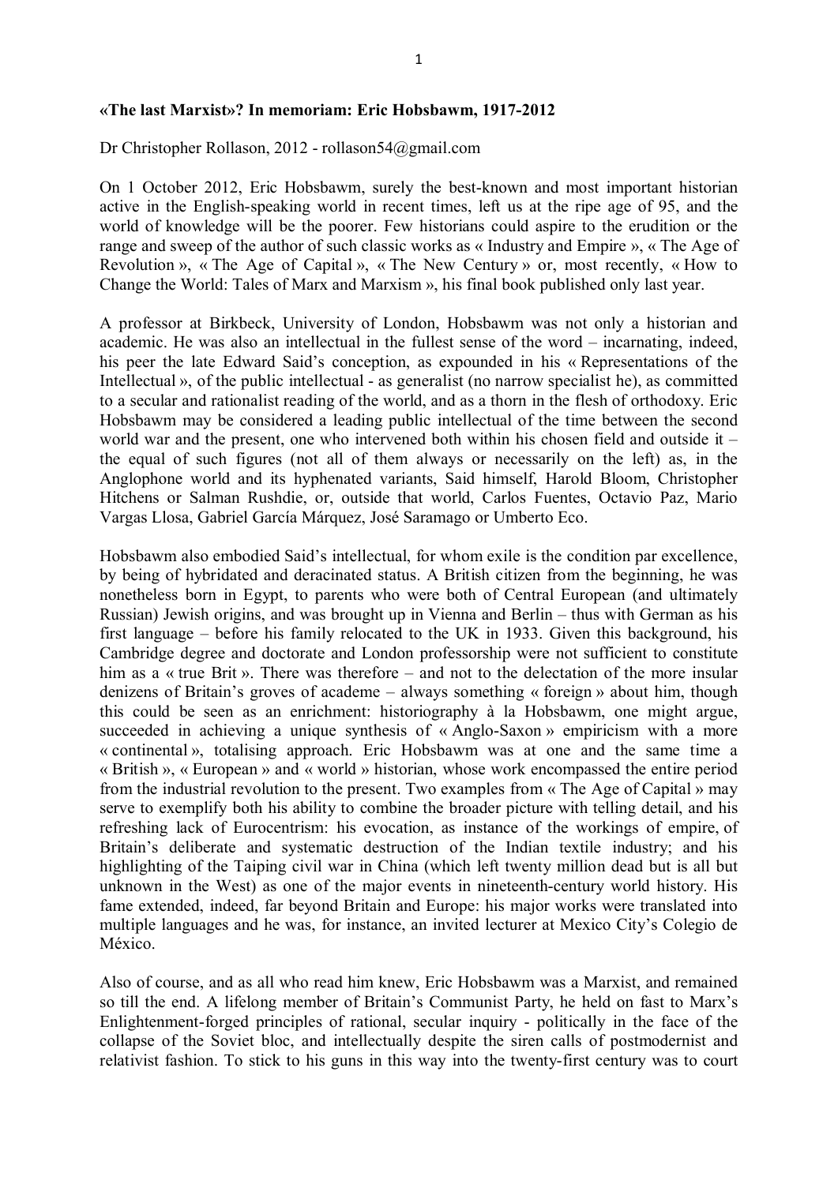**«The last Marxist»? In memoriam: Eric Hobsbawm, 1917-2012**

Dr Christopher Rollason, 2012 - rollason54@gmail.com

On 1 October 2012, Eric Hobsbawm, surely the best-known and most important historian active in the English-speaking world in recent times, left us at the ripe age of 95, and the world of knowledge will be the poorer. Few historians could aspire to the erudition or the range and sweep of the author of such classic works as « Industry and Empire », « The Age of Revolution », « The Age of Capital », « The New Century » or, most recently, « How to Change the World: Tales of Marx and Marxism », his final book published only last year.

A professor at Birkbeck, University of London, Hobsbawm was not only a historian and academic. He was also an intellectual in the fullest sense of the word – incarnating, indeed, his peer the late Edward Said's conception, as expounded in his « Representations of the Intellectual », of the public intellectual - as generalist (no narrow specialist he), as committed to a secular and rationalist reading of the world, and as a thorn in the flesh of orthodoxy. Eric Hobsbawm may be considered a leading public intellectual of the time between the second world war and the present, one who intervened both within his chosen field and outside it – the equal of such figures (not all of them always or necessarily on the left) as, in the Anglophone world and its hyphenated variants, Said himself, Harold Bloom, Christopher Hitchens or Salman Rushdie, or, outside that world, Carlos Fuentes, Octavio Paz, Mario Vargas Llosa, Gabriel García Márquez, José Saramago or Umberto Eco.

Hobsbawm also embodied Said's intellectual, for whom exile is the condition par excellence, by being of hybridated and deracinated status. A British citizen from the beginning, he was nonetheless born in Egypt, to parents who were both of Central European (and ultimately Russian) Jewish origins, and was brought up in Vienna and Berlin – thus with German as his first language – before his family relocated to the UK in 1933. Given this background, his Cambridge degree and doctorate and London professorship were not sufficient to constitute him as a « true Brit ». There was therefore – and not to the delectation of the more insular denizens of Britain's groves of academe – always something « foreign » about him, though this could be seen as an enrichment: historiography à la Hobsbawm, one might argue, succeeded in achieving a unique synthesis of « Anglo-Saxon » empiricism with a more « continental », totalising approach. Eric Hobsbawm was at one and the same time a « British », « European » and « world » historian, whose work encompassed the entire period from the industrial revolution to the present. Two examples from « The Age of Capital » may serve to exemplify both his ability to combine the broader picture with telling detail, and his refreshing lack of Eurocentrism: his evocation, as instance of the workings of empire, of Britain's deliberate and systematic destruction of the Indian textile industry; and his highlighting of the Taiping civil war in China (which left twenty million dead but is all but unknown in the West) as one of the major events in nineteenth-century world history. His fame extended, indeed, far beyond Britain and Europe: his major works were translated into multiple languages and he was, for instance, an invited lecturer at Mexico City's Colegio de México.

Also of course, and as all who read him knew, Eric Hobsbawm was a Marxist, and remained so till the end. A lifelong member of Britain's Communist Party, he held on fast to Marx's Enlightenment-forged principles of rational, secular inquiry - politically in the face of the collapse of the Soviet bloc, and intellectually despite the siren calls of postmodernist and relativist fashion. To stick to his guns in this way into the twenty-first century was to court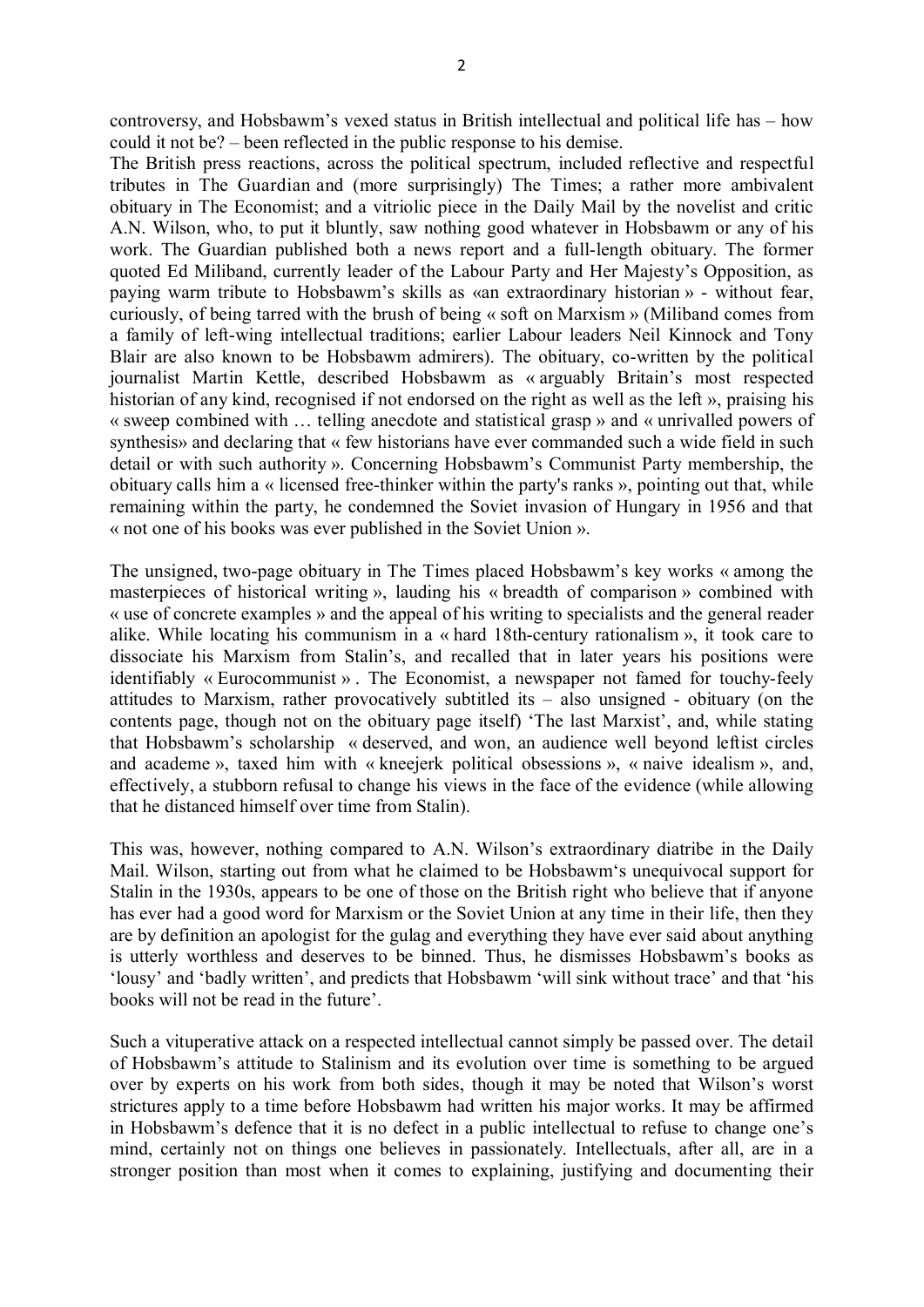controversy, and Hobsbawm's vexed status in British intellectual and political life has – how could it not be? – been reflected in the public response to his demise.

The British press reactions, across the political spectrum, included reflective and respectful tributes in The Guardian and (more surprisingly) The Times; a rather more ambivalent obituary in The Economist; and a vitriolic piece in the Daily Mail by the novelist and critic A.N. Wilson, who, to put it bluntly, saw nothing good whatever in Hobsbawm or any of his work. The Guardian published both a news report and a full-length obituary. The former quoted Ed Miliband, currently leader of the Labour Party and Her Majesty's Opposition, as paying warm tribute to Hobsbawm's skills as «an extraordinary historian » - without fear, curiously, of being tarred with the brush of being « soft on Marxism » (Miliband comes from a family of left-wing intellectual traditions; earlier Labour leaders Neil Kinnock and Tony Blair are also known to be Hobsbawm admirers). The obituary, co-written by the political journalist Martin Kettle, described Hobsbawm as « arguably Britain's most respected historian of any kind, recognised if not endorsed on the right as well as the left », praising his « sweep combined with … telling anecdote and statistical grasp » and « unrivalled powers of synthesis» and declaring that « few historians have ever commanded such a wide field in such detail or with such authority ». Concerning Hobsbawm's Communist Party membership, the obituary calls him a « licensed free-thinker within the party's ranks », pointing out that, while remaining within the party, he condemned the Soviet invasion of Hungary in 1956 and that « not one of his books was ever published in the Soviet Union ».

The unsigned, two-page obituary in The Times placed Hobsbawm's key works « among the masterpieces of historical writing », lauding his « breadth of comparison » combined with « use of concrete examples » and the appeal of his writing to specialists and the general reader alike. While locating his communism in a « hard 18th-century rationalism », it took care to dissociate his Marxism from Stalin's, and recalled that in later years his positions were identifiably « Eurocommunist » . The Economist, a newspaper not famed for touchy-feely attitudes to Marxism, rather provocatively subtitled its – also unsigned - obituary (on the contents page, though not on the obituary page itself) 'The last Marxist', and, while stating that Hobsbawm's scholarship « deserved, and won, an audience well beyond leftist circles and academe », taxed him with « kneejerk political obsessions », « naive idealism », and, effectively, a stubborn refusal to change his views in the face of the evidence (while allowing that he distanced himself over time from Stalin).

This was, however, nothing compared to A.N. Wilson's extraordinary diatribe in the Daily Mail. Wilson, starting out from what he claimed to be Hobsbawm's unequivocal support for Stalin in the 1930s, appears to be one of those on the British right who believe that if anyone has ever had a good word for Marxism or the Soviet Union at any time in their life, then they are by definition an apologist for the gulag and everything they have ever said about anything is utterly worthless and deserves to be binned. Thus, he dismisses Hobsbawm's books as 'lousy' and 'badly written', and predicts that Hobsbawm 'will sink without trace' and that 'his books will not be read in the future'.

Such a vituperative attack on a respected intellectual cannot simply be passed over. The detail of Hobsbawm's attitude to Stalinism and its evolution over time is something to be argued over by experts on his work from both sides, though it may be noted that Wilson's worst strictures apply to a time before Hobsbawm had written his major works. It may be affirmed in Hobsbawm's defence that it is no defect in a public intellectual to refuse to change one's mind, certainly not on things one believes in passionately. Intellectuals, after all, are in a stronger position than most when it comes to explaining, justifying and documenting their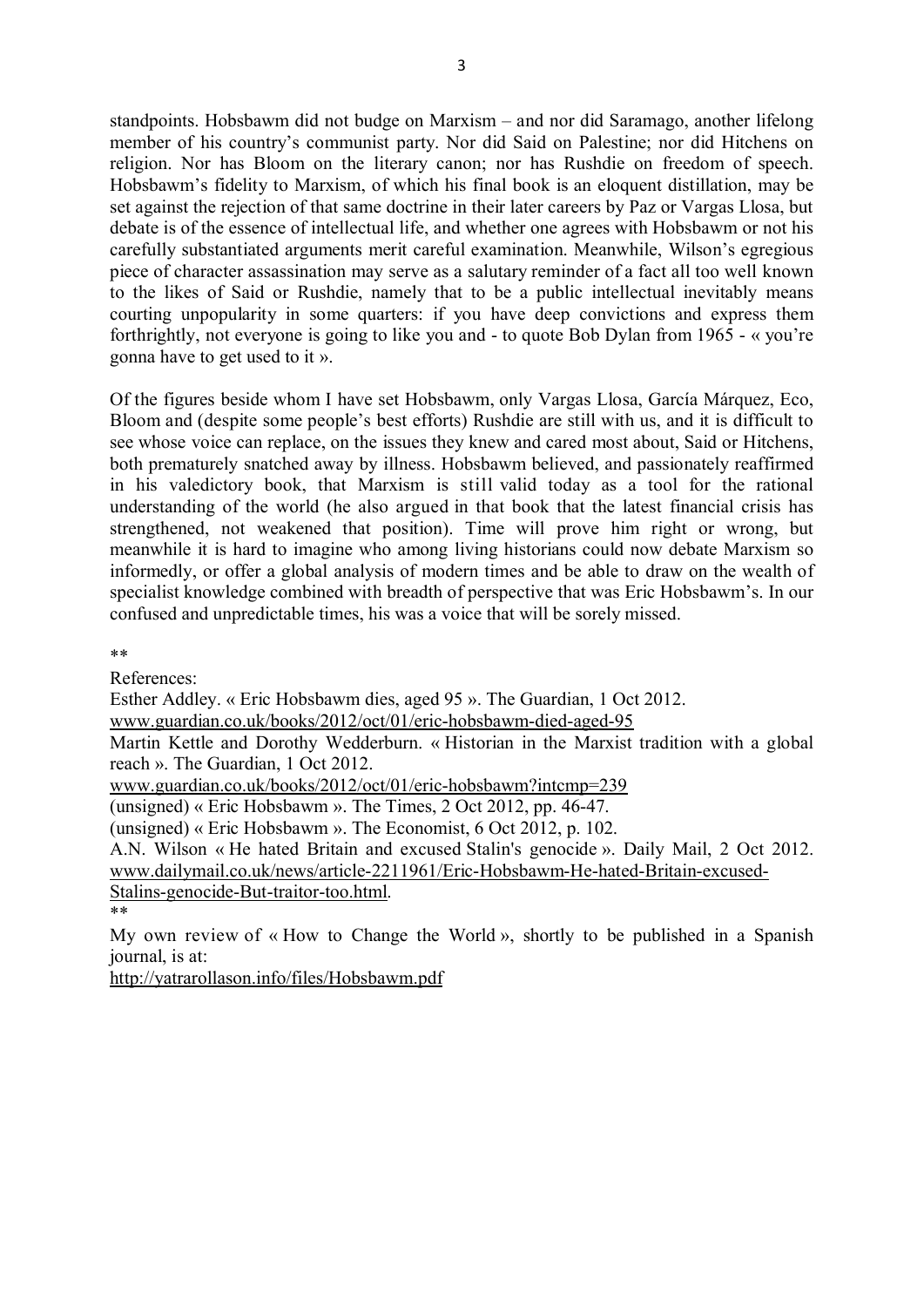standpoints. Hobsbawm did not budge on Marxism – and nor did Saramago, another lifelong member of his country's communist party. Nor did Said on Palestine; nor did Hitchens on religion. Nor has Bloom on the literary canon; nor has Rushdie on freedom of speech. Hobsbawm's fidelity to Marxism, of which his final book is an eloquent distillation, may be set against the rejection of that same doctrine in their later careers by Paz or Vargas Llosa, but debate is of the essence of intellectual life, and whether one agrees with Hobsbawm or not his carefully substantiated arguments merit careful examination. Meanwhile, Wilson's egregious piece of character assassination may serve as a salutary reminder of a fact all too well known to the likes of Said or Rushdie, namely that to be a public intellectual inevitably means courting unpopularity in some quarters: if you have deep convictions and express them forthrightly, not everyone is going to like you and - to quote Bob Dylan from 1965 - « you're gonna have to get used to it ».

Of the figures beside whom I have set Hobsbawm, only Vargas Llosa, García Márquez, Eco, Bloom and (despite some people's best efforts) Rushdie are still with us, and it is difficult to see whose voice can replace, on the issues they knew and cared most about, Said or Hitchens, both prematurely snatched away by illness. Hobsbawm believed, and passionately reaffirmed in his valedictory book, that Marxism is still valid today as a tool for the rational understanding of the world (he also argued in that book that the latest financial crisis has strengthened, not weakened that position). Time will prove him right or wrong, but meanwhile it is hard to imagine who among living historians could now debate Marxism so informedly, or offer a global analysis of modern times and be able to draw on the wealth of specialist knowledge combined with breadth of perspective that was Eric Hobsbawm's. In our confused and unpredictable times, his was a voice that will be sorely missed.

**

References:

Esther Addley. « Eric Hobsbawm dies, aged 95 ». The Guardian, 1 Oct 2012.
www.guardian.co.uk/books/2012/oct/01/eric-hobsbawm-died-aged-95

Martin Kettle and Dorothy Wedderburn. « Historian in the Marxist tradition with a global reach ». The Guardian, 1 Oct 2012.
www.guardian.co.uk/books/2012/oct/01/eric-hobsbawm?intcmp=239

(unsigned) « Eric Hobsbawm ». The Times, 2 Oct 2012, pp. 46-47.

(unsigned) « Eric Hobsbawm ». The Economist, 6 Oct 2012, p. 102.

A.N. Wilson « He hated Britain and excused Stalin's genocide ». Daily Mail, 2 Oct 2012.
www.dailymail.co.uk/news/article-2211961/Eric-Hobsbawm-He-hated-Britain-excused-Stalins-genocide-But-traitor-too.html.

**

My own review of « How to Change the World », shortly to be published in a Spanish journal, is at:
http://yatrarollason.info/files/Hobsbawm.pdf